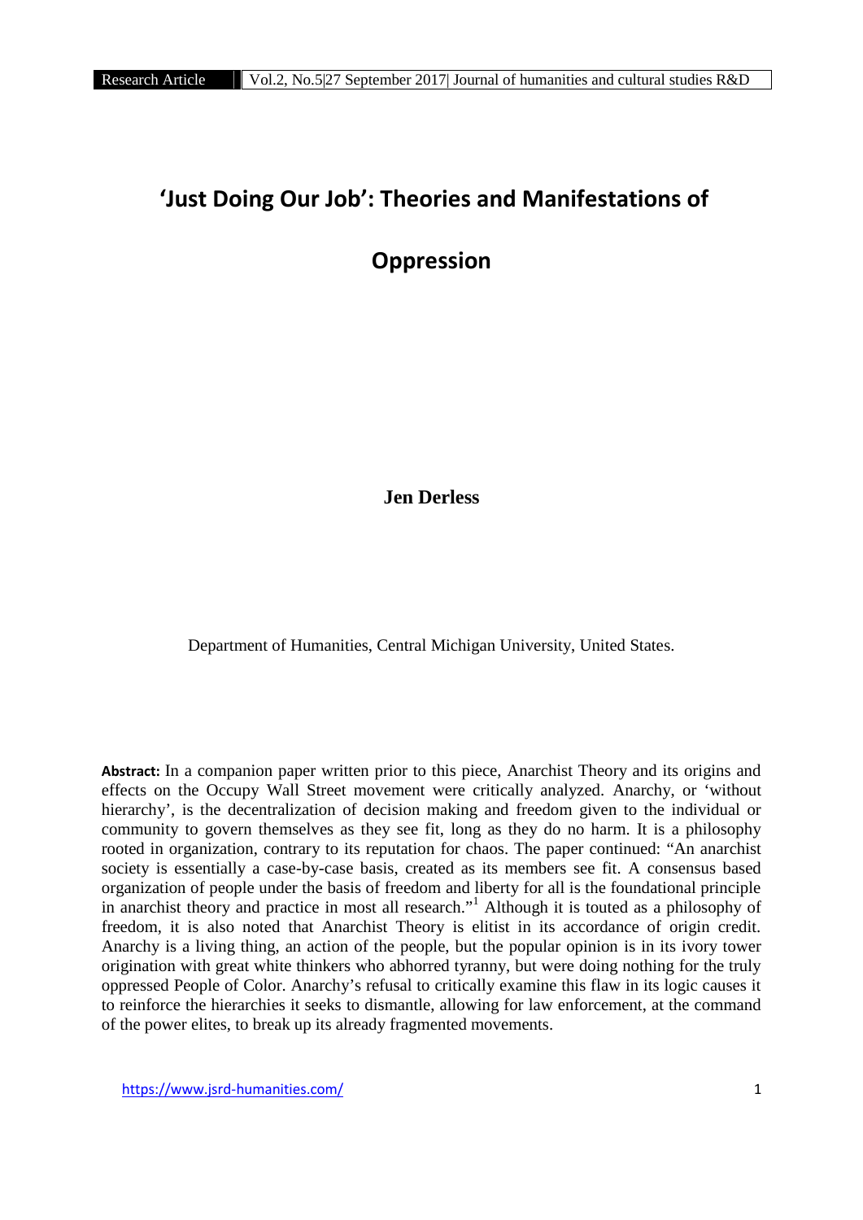# 'Just Doing Our Job': Theories and Manifestations of Oppression

**Jen Derless**

Department of Humanities, Central Michigan University, United States.

**Abstract:** In a companion paper written prior to this piece, Anarchist Theory and its origins and effects on the Occupy Wall Street movement were critically analyzed. Anarchy, or 'without hierarchy', is the decentralization of decision making and freedom given to the individual or community to govern themselves as they see fit, long as they do no harm. It is a philosophy rooted in organization, contrary to its reputation for chaos. The paper continued: "An anarchist society is essentially a case-by-case basis, created as its members see fit. A consensus based organization of people under the basis of freedom and liberty for all is the foundational principle in anarchist theory and practice in most all research."[1] Although it is touted as a philosophy of freedom, it is also noted that Anarchist Theory is elitist in its accordance of origin credit. Anarchy is a living thing, an action of the people, but the popular opinion is in its ivory tower origination with great white thinkers who abhorred tyranny, but were doing nothing for the truly oppressed People of Color. Anarchy's refusal to critically examine this flaw in its logic causes it to reinforce the hierarchies it seeks to dismantle, allowing for law enforcement, at the command of the power elites, to break up its already fragmented movements.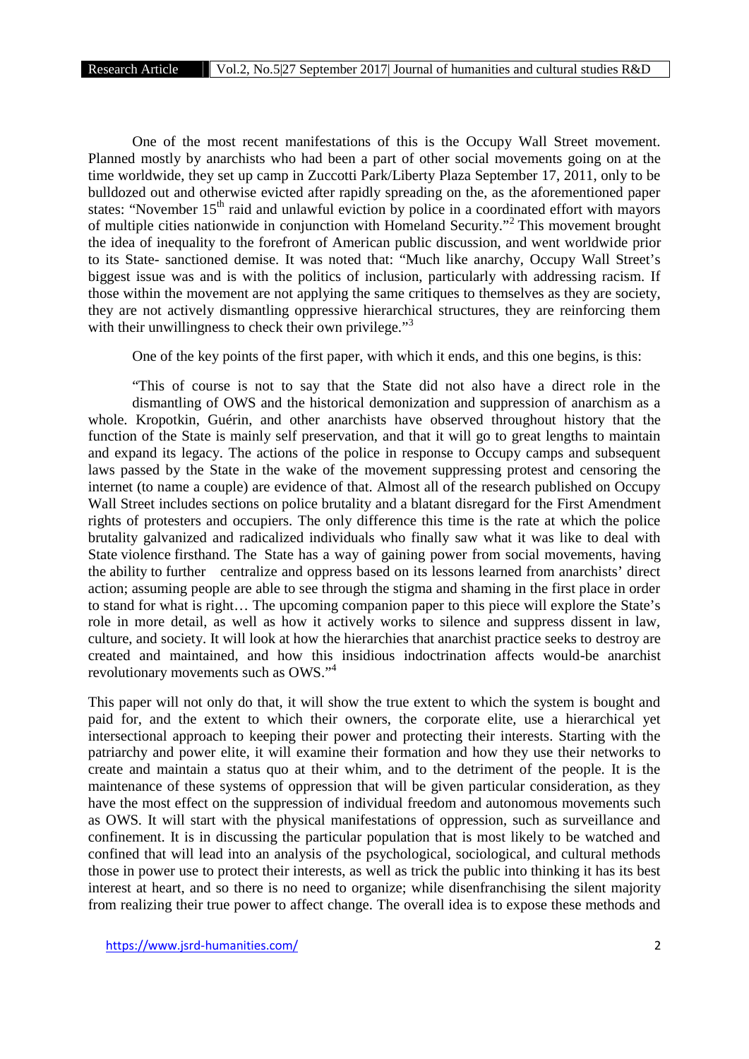One of the most recent manifestations of this is the Occupy Wall Street movement. Planned mostly by anarchists who had been a part of other social movements going on at the time worldwide, they set up camp in Zuccotti Park/Liberty Plaza September 17, 2011, only to be bulldozed out and otherwise evicted after rapidly spreading on the, as the aforementioned paper states: "November 15th raid and unlawful eviction by police in a coordinated effort with mayors of multiple cities nationwide in conjunction with Homeland Security."[2] This movement brought the idea of inequality to the forefront of American public discussion, and went worldwide prior to its State- sanctioned demise. It was noted that: "Much like anarchy, Occupy Wall Street's biggest issue was and is with the politics of inclusion, particularly with addressing racism. If those within the movement are not applying the same critiques to themselves as they are society, they are not actively dismantling oppressive hierarchical structures, they are reinforcing them with their unwillingness to check their own privilege."[3]

One of the key points of the first paper, with which it ends, and this one begins, is this:

> "This of course is not to say that the State did not also have a direct role in the dismantling of OWS and the historical demonization and suppression of anarchism as a whole. Kropotkin, Guérin, and other anarchists have observed throughout history that the function of the State is mainly self preservation, and that it will go to great lengths to maintain and expand its legacy. The actions of the police in response to Occupy camps and subsequent laws passed by the State in the wake of the movement suppressing protest and censoring the internet (to name a couple) are evidence of that. Almost all of the research published on Occupy Wall Street includes sections on police brutality and a blatant disregard for the First Amendment rights of protesters and occupiers. The only difference this time is the rate at which the police brutality galvanized and radicalized individuals who finally saw what it was like to deal with State violence firsthand. The State has a way of gaining power from social movements, having the ability to further centralize and oppress based on its lessons learned from anarchists' direct action; assuming people are able to see through the stigma and shaming in the first place in order to stand for what is right… The upcoming companion paper to this piece will explore the State's role in more detail, as well as how it actively works to silence and suppress dissent in law, culture, and society. It will look at how the hierarchies that anarchist practice seeks to destroy are created and maintained, and how this insidious indoctrination affects would-be anarchist revolutionary movements such as OWS."[4]

This paper will not only do that, it will show the true extent to which the system is bought and paid for, and the extent to which their owners, the corporate elite, use a hierarchical yet intersectional approach to keeping their power and protecting their interests. Starting with the patriarchy and power elite, it will examine their formation and how they use their networks to create and maintain a status quo at their whim, and to the detriment of the people. It is the maintenance of these systems of oppression that will be given particular consideration, as they have the most effect on the suppression of individual freedom and autonomous movements such as OWS. It will start with the physical manifestations of oppression, such as surveillance and confinement. It is in discussing the particular population that is most likely to be watched and confined that will lead into an analysis of the psychological, sociological, and cultural methods those in power use to protect their interests, as well as trick the public into thinking it has its best interest at heart, and so there is no need to organize; while disenfranchising the silent majority from realizing their true power to affect change. The overall idea is to expose these methods and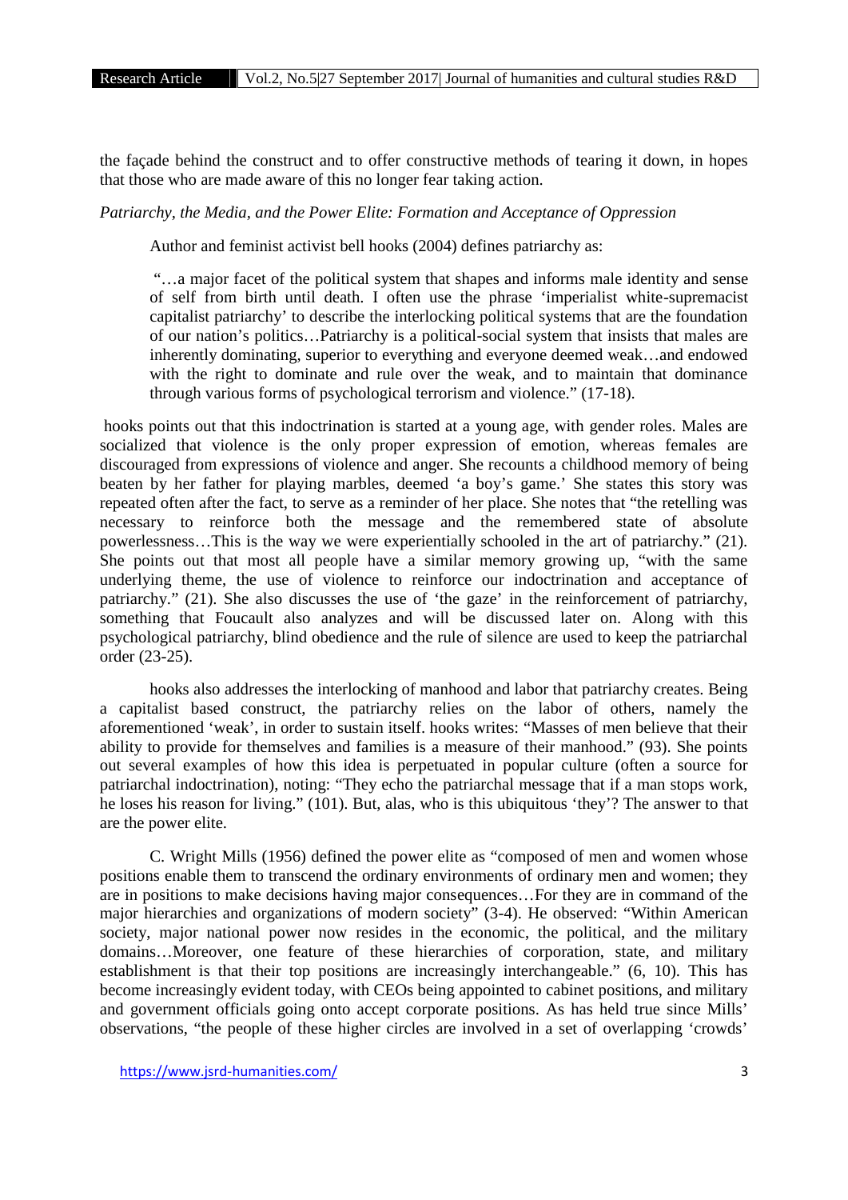the façade behind the construct and to offer constructive methods of tearing it down, in hopes that those who are made aware of this no longer fear taking action.

*Patriarchy, the Media, and the Power Elite: Formation and Acceptance of Oppression*

Author and feminist activist bell hooks (2004) defines patriarchy as:

> "…a major facet of the political system that shapes and informs male identity and sense of self from birth until death. I often use the phrase 'imperialist white-supremacist capitalist patriarchy' to describe the interlocking political systems that are the foundation of our nation's politics…Patriarchy is a political-social system that insists that males are inherently dominating, superior to everything and everyone deemed weak…and endowed with the right to dominate and rule over the weak, and to maintain that dominance through various forms of psychological terrorism and violence." (17-18).

hooks points out that this indoctrination is started at a young age, with gender roles. Males are socialized that violence is the only proper expression of emotion, whereas females are discouraged from expressions of violence and anger. She recounts a childhood memory of being beaten by her father for playing marbles, deemed 'a boy's game.' She states this story was repeated often after the fact, to serve as a reminder of her place. She notes that "the retelling was necessary to reinforce both the message and the remembered state of absolute powerlessness…This is the way we were experientially schooled in the art of patriarchy." (21). She points out that most all people have a similar memory growing up, "with the same underlying theme, the use of violence to reinforce our indoctrination and acceptance of patriarchy." (21). She also discusses the use of 'the gaze' in the reinforcement of patriarchy, something that Foucault also analyzes and will be discussed later on. Along with this psychological patriarchy, blind obedience and the rule of silence are used to keep the patriarchal order (23-25).

hooks also addresses the interlocking of manhood and labor that patriarchy creates. Being a capitalist based construct, the patriarchy relies on the labor of others, namely the aforementioned 'weak', in order to sustain itself. hooks writes: "Masses of men believe that their ability to provide for themselves and families is a measure of their manhood." (93). She points out several examples of how this idea is perpetuated in popular culture (often a source for patriarchal indoctrination), noting: "They echo the patriarchal message that if a man stops work, he loses his reason for living." (101). But, alas, who is this ubiquitous 'they'? The answer to that are the power elite.

C. Wright Mills (1956) defined the power elite as "composed of men and women whose positions enable them to transcend the ordinary environments of ordinary men and women; they are in positions to make decisions having major consequences…For they are in command of the major hierarchies and organizations of modern society" (3-4). He observed: "Within American society, major national power now resides in the economic, the political, and the military domains…Moreover, one feature of these hierarchies of corporation, state, and military establishment is that their top positions are increasingly interchangeable." (6, 10). This has become increasingly evident today, with CEOs being appointed to cabinet positions, and military and government officials going onto accept corporate positions. As has held true since Mills' observations, "the people of these higher circles are involved in a set of overlapping 'crowds'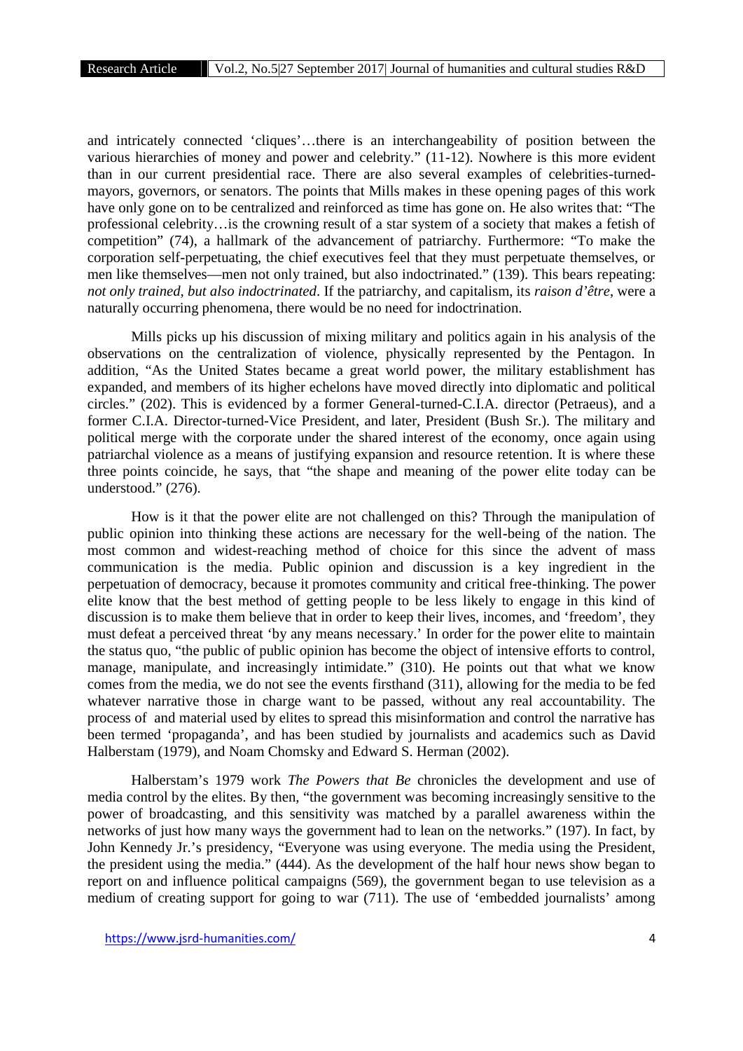and intricately connected 'cliques'…there is an interchangeability of position between the various hierarchies of money and power and celebrity." (11-12). Nowhere is this more evident than in our current presidential race. There are also several examples of celebrities-turned-mayors, governors, or senators. The points that Mills makes in these opening pages of this work have only gone on to be centralized and reinforced as time has gone on. He also writes that: "The professional celebrity…is the crowning result of a star system of a society that makes a fetish of competition" (74), a hallmark of the advancement of patriarchy. Furthermore: "To make the corporation self-perpetuating, the chief executives feel that they must perpetuate themselves, or men like themselves—men not only trained, but also indoctrinated." (139). This bears repeating: *not only trained, but also indoctrinated*. If the patriarchy, and capitalism, its *raison d'être*, were a naturally occurring phenomena, there would be no need for indoctrination.

Mills picks up his discussion of mixing military and politics again in his analysis of the observations on the centralization of violence, physically represented by the Pentagon. In addition, "As the United States became a great world power, the military establishment has expanded, and members of its higher echelons have moved directly into diplomatic and political circles." (202). This is evidenced by a former General-turned-C.I.A. director (Petraeus), and a former C.I.A. Director-turned-Vice President, and later, President (Bush Sr.). The military and political merge with the corporate under the shared interest of the economy, once again using patriarchal violence as a means of justifying expansion and resource retention. It is where these three points coincide, he says, that "the shape and meaning of the power elite today can be understood." (276).

How is it that the power elite are not challenged on this? Through the manipulation of public opinion into thinking these actions are necessary for the well-being of the nation. The most common and widest-reaching method of choice for this since the advent of mass communication is the media. Public opinion and discussion is a key ingredient in the perpetuation of democracy, because it promotes community and critical free-thinking. The power elite know that the best method of getting people to be less likely to engage in this kind of discussion is to make them believe that in order to keep their lives, incomes, and 'freedom', they must defeat a perceived threat 'by any means necessary.' In order for the power elite to maintain the status quo, "the public of public opinion has become the object of intensive efforts to control, manage, manipulate, and increasingly intimidate." (310). He points out that what we know comes from the media, we do not see the events firsthand (311), allowing for the media to be fed whatever narrative those in charge want to be passed, without any real accountability. The process of and material used by elites to spread this misinformation and control the narrative has been termed 'propaganda', and has been studied by journalists and academics such as David Halberstam (1979), and Noam Chomsky and Edward S. Herman (2002).

Halberstam's 1979 work *The Powers that Be* chronicles the development and use of media control by the elites. By then, "the government was becoming increasingly sensitive to the power of broadcasting, and this sensitivity was matched by a parallel awareness within the networks of just how many ways the government had to lean on the networks." (197). In fact, by John Kennedy Jr.'s presidency, "Everyone was using everyone. The media using the President, the president using the media." (444). As the development of the half hour news show began to report on and influence political campaigns (569), the government began to use television as a medium of creating support for going to war (711). The use of 'embedded journalists' among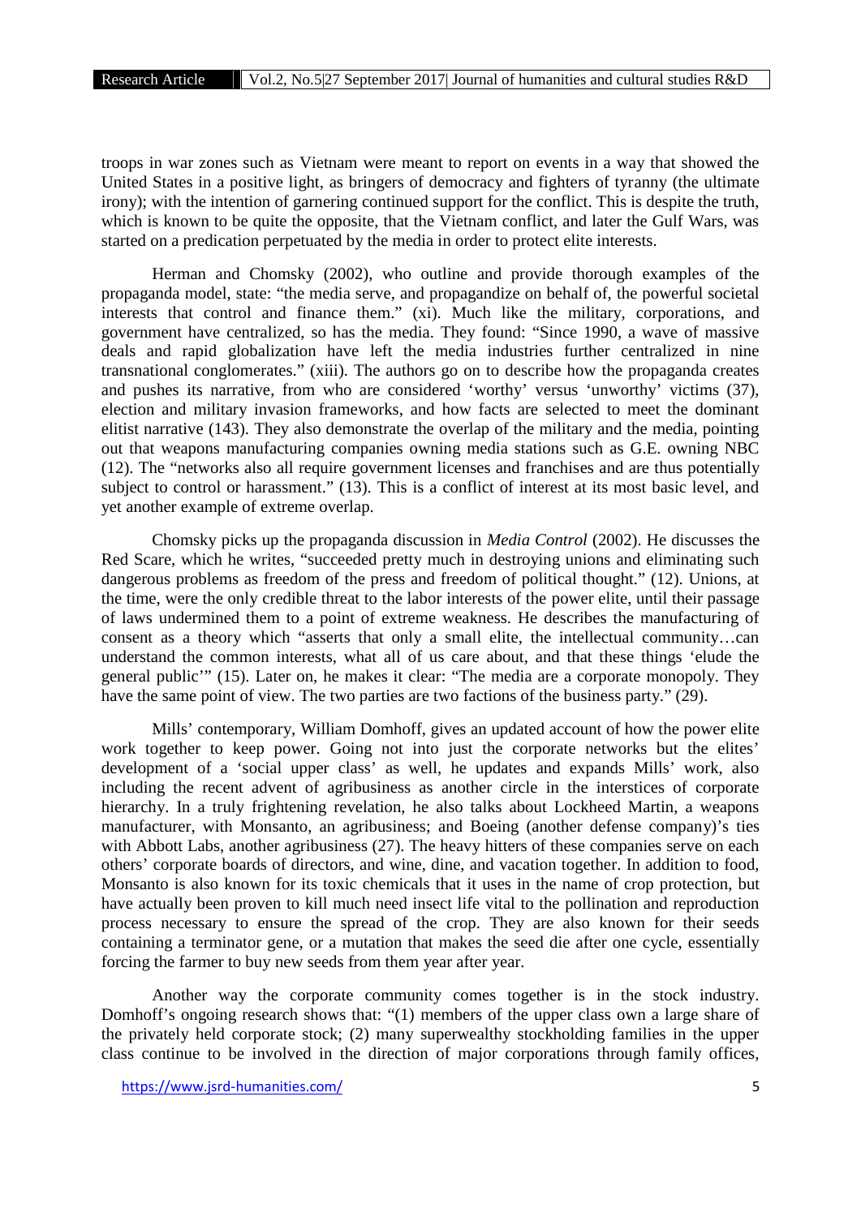troops in war zones such as Vietnam were meant to report on events in a way that showed the United States in a positive light, as bringers of democracy and fighters of tyranny (the ultimate irony); with the intention of garnering continued support for the conflict. This is despite the truth, which is known to be quite the opposite, that the Vietnam conflict, and later the Gulf Wars, was started on a predication perpetuated by the media in order to protect elite interests.

Herman and Chomsky (2002), who outline and provide thorough examples of the propaganda model, state: "the media serve, and propagandize on behalf of, the powerful societal interests that control and finance them." (xi). Much like the military, corporations, and government have centralized, so has the media. They found: "Since 1990, a wave of massive deals and rapid globalization have left the media industries further centralized in nine transnational conglomerates." (xiii). The authors go on to describe how the propaganda creates and pushes its narrative, from who are considered 'worthy' versus 'unworthy' victims (37), election and military invasion frameworks, and how facts are selected to meet the dominant elitist narrative (143). They also demonstrate the overlap of the military and the media, pointing out that weapons manufacturing companies owning media stations such as G.E. owning NBC (12). The "networks also all require government licenses and franchises and are thus potentially subject to control or harassment." (13). This is a conflict of interest at its most basic level, and yet another example of extreme overlap.

Chomsky picks up the propaganda discussion in *Media Control* (2002). He discusses the Red Scare, which he writes, "succeeded pretty much in destroying unions and eliminating such dangerous problems as freedom of the press and freedom of political thought." (12). Unions, at the time, were the only credible threat to the labor interests of the power elite, until their passage of laws undermined them to a point of extreme weakness. He describes the manufacturing of consent as a theory which "asserts that only a small elite, the intellectual community…can understand the common interests, what all of us care about, and that these things 'elude the general public'" (15). Later on, he makes it clear: "The media are a corporate monopoly. They have the same point of view. The two parties are two factions of the business party." (29).

Mills' contemporary, William Domhoff, gives an updated account of how the power elite work together to keep power. Going not into just the corporate networks but the elites' development of a 'social upper class' as well, he updates and expands Mills' work, also including the recent advent of agribusiness as another circle in the interstices of corporate hierarchy. In a truly frightening revelation, he also talks about Lockheed Martin, a weapons manufacturer, with Monsanto, an agribusiness; and Boeing (another defense company)'s ties with Abbott Labs, another agribusiness (27). The heavy hitters of these companies serve on each others' corporate boards of directors, and wine, dine, and vacation together. In addition to food, Monsanto is also known for its toxic chemicals that it uses in the name of crop protection, but have actually been proven to kill much need insect life vital to the pollination and reproduction process necessary to ensure the spread of the crop. They are also known for their seeds containing a terminator gene, or a mutation that makes the seed die after one cycle, essentially forcing the farmer to buy new seeds from them year after year.

Another way the corporate community comes together is in the stock industry. Domhoff's ongoing research shows that: "(1) members of the upper class own a large share of the privately held corporate stock; (2) many superwealthy stockholding families in the upper class continue to be involved in the direction of major corporations through family offices,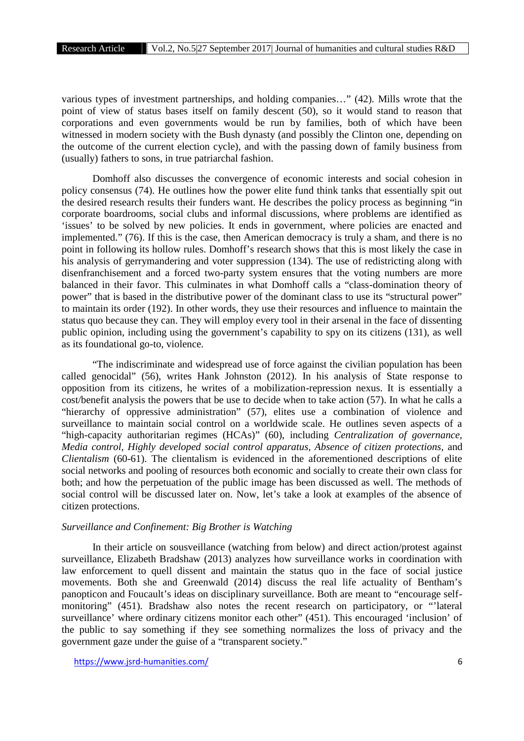various types of investment partnerships, and holding companies…" (42). Mills wrote that the point of view of status bases itself on family descent (50), so it would stand to reason that corporations and even governments would be run by families, both of which have been witnessed in modern society with the Bush dynasty (and possibly the Clinton one, depending on the outcome of the current election cycle), and with the passing down of family business from (usually) fathers to sons, in true patriarchal fashion.

Domhoff also discusses the convergence of economic interests and social cohesion in policy consensus (74). He outlines how the power elite fund think tanks that essentially spit out the desired research results their funders want. He describes the policy process as beginning "in corporate boardrooms, social clubs and informal discussions, where problems are identified as 'issues' to be solved by new policies. It ends in government, where policies are enacted and implemented." (76). If this is the case, then American democracy is truly a sham, and there is no point in following its hollow rules. Domhoff's research shows that this is most likely the case in his analysis of gerrymandering and voter suppression (134). The use of redistricting along with disenfranchisement and a forced two-party system ensures that the voting numbers are more balanced in their favor. This culminates in what Domhoff calls a "class-domination theory of power" that is based in the distributive power of the dominant class to use its "structural power" to maintain its order (192). In other words, they use their resources and influence to maintain the status quo because they can. They will employ every tool in their arsenal in the face of dissenting public opinion, including using the government's capability to spy on its citizens (131), as well as its foundational go-to, violence.

"The indiscriminate and widespread use of force against the civilian population has been called genocidal" (56), writes Hank Johnston (2012). In his analysis of State response to opposition from its citizens, he writes of a mobilization-repression nexus. It is essentially a cost/benefit analysis the powers that be use to decide when to take action (57). In what he calls a "hierarchy of oppressive administration" (57), elites use a combination of violence and surveillance to maintain social control on a worldwide scale. He outlines seven aspects of a "high-capacity authoritarian regimes (HCAs)" (60), including *Centralization of governance, Media control, Highly developed social control apparatus, Absence of citizen protections,* and *Clientalism* (60-61). The clientalism is evidenced in the aforementioned descriptions of elite social networks and pooling of resources both economic and socially to create their own class for both; and how the perpetuation of the public image has been discussed as well. The methods of social control will be discussed later on. Now, let's take a look at examples of the absence of citizen protections.

### *Surveillance and Confinement: Big Brother is Watching*

In their article on sousveillance (watching from below) and direct action/protest against surveillance, Elizabeth Bradshaw (2013) analyzes how surveillance works in coordination with law enforcement to quell dissent and maintain the status quo in the face of social justice movements. Both she and Greenwald (2014) discuss the real life actuality of Bentham's panopticon and Foucault's ideas on disciplinary surveillance. Both are meant to "encourage self-monitoring" (451). Bradshaw also notes the recent research on participatory, or "'lateral surveillance' where ordinary citizens monitor each other" (451). This encouraged 'inclusion' of the public to say something if they see something normalizes the loss of privacy and the government gaze under the guise of a "transparent society."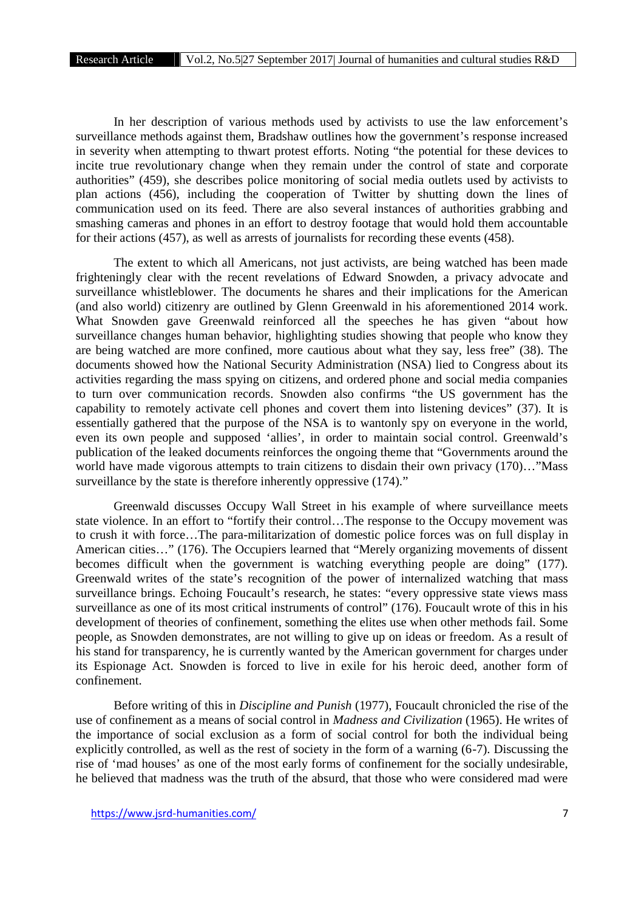In her description of various methods used by activists to use the law enforcement's surveillance methods against them, Bradshaw outlines how the government's response increased in severity when attempting to thwart protest efforts. Noting "the potential for these devices to incite true revolutionary change when they remain under the control of state and corporate authorities" (459), she describes police monitoring of social media outlets used by activists to plan actions (456), including the cooperation of Twitter by shutting down the lines of communication used on its feed. There are also several instances of authorities grabbing and smashing cameras and phones in an effort to destroy footage that would hold them accountable for their actions (457), as well as arrests of journalists for recording these events (458).

The extent to which all Americans, not just activists, are being watched has been made frighteningly clear with the recent revelations of Edward Snowden, a privacy advocate and surveillance whistleblower. The documents he shares and their implications for the American (and also world) citizenry are outlined by Glenn Greenwald in his aforementioned 2014 work. What Snowden gave Greenwald reinforced all the speeches he has given "about how surveillance changes human behavior, highlighting studies showing that people who know they are being watched are more confined, more cautious about what they say, less free" (38). The documents showed how the National Security Administration (NSA) lied to Congress about its activities regarding the mass spying on citizens, and ordered phone and social media companies to turn over communication records. Snowden also confirms "the US government has the capability to remotely activate cell phones and covert them into listening devices" (37). It is essentially gathered that the purpose of the NSA is to wantonly spy on everyone in the world, even its own people and supposed 'allies', in order to maintain social control. Greenwald's publication of the leaked documents reinforces the ongoing theme that "Governments around the world have made vigorous attempts to train citizens to disdain their own privacy (170)…"Mass surveillance by the state is therefore inherently oppressive (174)."

Greenwald discusses Occupy Wall Street in his example of where surveillance meets state violence. In an effort to "fortify their control…The response to the Occupy movement was to crush it with force…The para-militarization of domestic police forces was on full display in American cities…" (176). The Occupiers learned that "Merely organizing movements of dissent becomes difficult when the government is watching everything people are doing" (177). Greenwald writes of the state's recognition of the power of internalized watching that mass surveillance brings. Echoing Foucault's research, he states: "every oppressive state views mass surveillance as one of its most critical instruments of control" (176). Foucault wrote of this in his development of theories of confinement, something the elites use when other methods fail. Some people, as Snowden demonstrates, are not willing to give up on ideas or freedom. As a result of his stand for transparency, he is currently wanted by the American government for charges under its Espionage Act. Snowden is forced to live in exile for his heroic deed, another form of confinement.

Before writing of this in *Discipline and Punish* (1977), Foucault chronicled the rise of the use of confinement as a means of social control in *Madness and Civilization* (1965). He writes of the importance of social exclusion as a form of social control for both the individual being explicitly controlled, as well as the rest of society in the form of a warning (6-7). Discussing the rise of 'mad houses' as one of the most early forms of confinement for the socially undesirable, he believed that madness was the truth of the absurd, that those who were considered mad were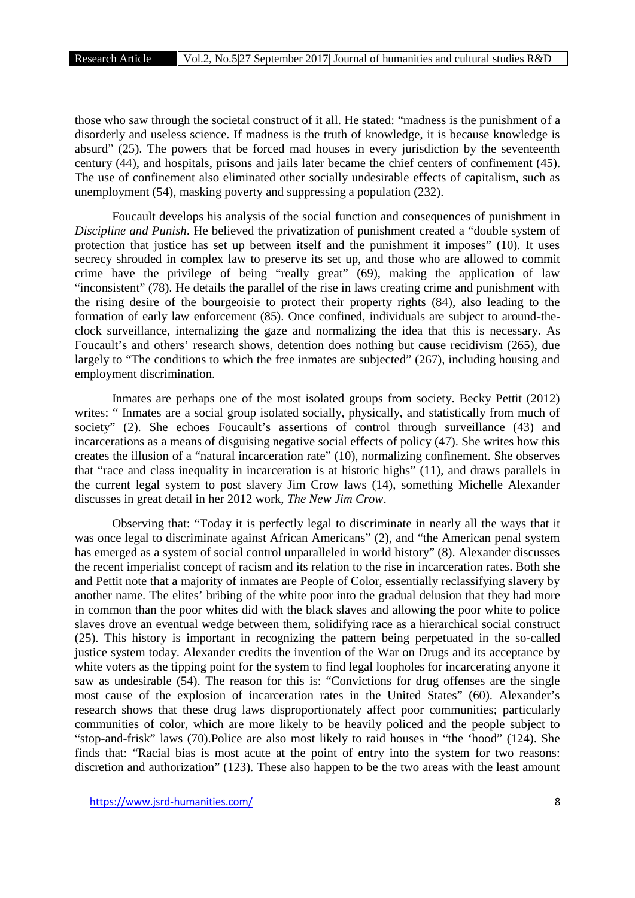those who saw through the societal construct of it all. He stated: "madness is the punishment of a disorderly and useless science. If madness is the truth of knowledge, it is because knowledge is absurd" (25). The powers that be forced mad houses in every jurisdiction by the seventeenth century (44), and hospitals, prisons and jails later became the chief centers of confinement (45). The use of confinement also eliminated other socially undesirable effects of capitalism, such as unemployment (54), masking poverty and suppressing a population (232).

Foucault develops his analysis of the social function and consequences of punishment in *Discipline and Punish*. He believed the privatization of punishment created a "double system of protection that justice has set up between itself and the punishment it imposes" (10). It uses secrecy shrouded in complex law to preserve its set up, and those who are allowed to commit crime have the privilege of being "really great" (69), making the application of law "inconsistent" (78). He details the parallel of the rise in laws creating crime and punishment with the rising desire of the bourgeoisie to protect their property rights (84), also leading to the formation of early law enforcement (85). Once confined, individuals are subject to around-the-clock surveillance, internalizing the gaze and normalizing the idea that this is necessary. As Foucault's and others' research shows, detention does nothing but cause recidivism (265), due largely to "The conditions to which the free inmates are subjected" (267), including housing and employment discrimination.

Inmates are perhaps one of the most isolated groups from society. Becky Pettit (2012) writes: " Inmates are a social group isolated socially, physically, and statistically from much of society" (2). She echoes Foucault's assertions of control through surveillance (43) and incarcerations as a means of disguising negative social effects of policy (47). She writes how this creates the illusion of a "natural incarceration rate" (10), normalizing confinement. She observes that "race and class inequality in incarceration is at historic highs" (11), and draws parallels in the current legal system to post slavery Jim Crow laws (14), something Michelle Alexander discusses in great detail in her 2012 work, *The New Jim Crow*.

Observing that: "Today it is perfectly legal to discriminate in nearly all the ways that it was once legal to discriminate against African Americans" (2), and "the American penal system has emerged as a system of social control unparalleled in world history" (8). Alexander discusses the recent imperialist concept of racism and its relation to the rise in incarceration rates. Both she and Pettit note that a majority of inmates are People of Color, essentially reclassifying slavery by another name. The elites' bribing of the white poor into the gradual delusion that they had more in common than the poor whites did with the black slaves and allowing the poor white to police slaves drove an eventual wedge between them, solidifying race as a hierarchical social construct (25). This history is important in recognizing the pattern being perpetuated in the so-called justice system today. Alexander credits the invention of the War on Drugs and its acceptance by white voters as the tipping point for the system to find legal loopholes for incarcerating anyone it saw as undesirable (54). The reason for this is: "Convictions for drug offenses are the single most cause of the explosion of incarceration rates in the United States" (60). Alexander's research shows that these drug laws disproportionately affect poor communities; particularly communities of color, which are more likely to be heavily policed and the people subject to "stop-and-frisk" laws (70).Police are also most likely to raid houses in "the 'hood" (124). She finds that: "Racial bias is most acute at the point of entry into the system for two reasons: discretion and authorization" (123). These also happen to be the two areas with the least amount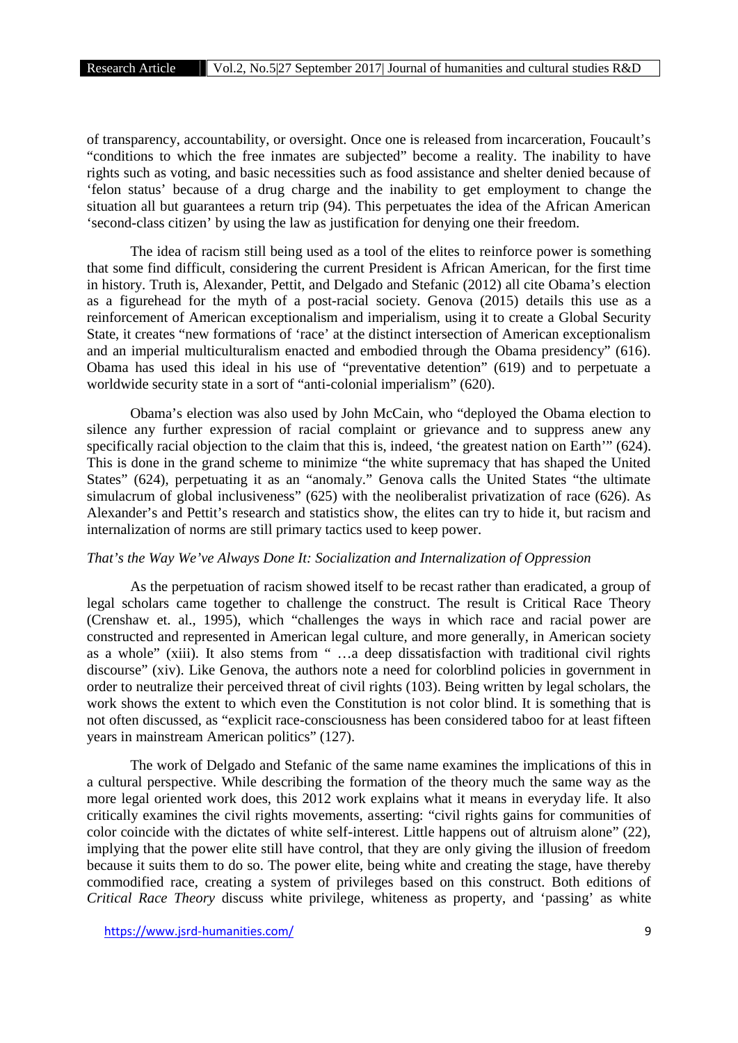of transparency, accountability, or oversight. Once one is released from incarceration, Foucault's "conditions to which the free inmates are subjected" become a reality. The inability to have rights such as voting, and basic necessities such as food assistance and shelter denied because of 'felon status' because of a drug charge and the inability to get employment to change the situation all but guarantees a return trip (94). This perpetuates the idea of the African American 'second-class citizen' by using the law as justification for denying one their freedom.

The idea of racism still being used as a tool of the elites to reinforce power is something that some find difficult, considering the current President is African American, for the first time in history. Truth is, Alexander, Pettit, and Delgado and Stefanic (2012) all cite Obama's election as a figurehead for the myth of a post-racial society. Genova (2015) details this use as a reinforcement of American exceptionalism and imperialism, using it to create a Global Security State, it creates "new formations of 'race' at the distinct intersection of American exceptionalism and an imperial multiculturalism enacted and embodied through the Obama presidency" (616). Obama has used this ideal in his use of "preventative detention" (619) and to perpetuate a worldwide security state in a sort of "anti-colonial imperialism" (620).

Obama's election was also used by John McCain, who "deployed the Obama election to silence any further expression of racial complaint or grievance and to suppress anew any specifically racial objection to the claim that this is, indeed, 'the greatest nation on Earth'" (624). This is done in the grand scheme to minimize "the white supremacy that has shaped the United States" (624), perpetuating it as an "anomaly." Genova calls the United States "the ultimate simulacrum of global inclusiveness" (625) with the neoliberalist privatization of race (626). As Alexander's and Pettit's research and statistics show, the elites can try to hide it, but racism and internalization of norms are still primary tactics used to keep power.

### *That's the Way We've Always Done It: Socialization and Internalization of Oppression*

As the perpetuation of racism showed itself to be recast rather than eradicated, a group of legal scholars came together to challenge the construct. The result is Critical Race Theory (Crenshaw et. al., 1995), which "challenges the ways in which race and racial power are constructed and represented in American legal culture, and more generally, in American society as a whole" (xiii). It also stems from " …a deep dissatisfaction with traditional civil rights discourse" (xiv). Like Genova, the authors note a need for colorblind policies in government in order to neutralize their perceived threat of civil rights (103). Being written by legal scholars, the work shows the extent to which even the Constitution is not color blind. It is something that is not often discussed, as "explicit race-consciousness has been considered taboo for at least fifteen years in mainstream American politics" (127).

The work of Delgado and Stefanic of the same name examines the implications of this in a cultural perspective. While describing the formation of the theory much the same way as the more legal oriented work does, this 2012 work explains what it means in everyday life. It also critically examines the civil rights movements, asserting: "civil rights gains for communities of color coincide with the dictates of white self-interest. Little happens out of altruism alone" (22), implying that the power elite still have control, that they are only giving the illusion of freedom because it suits them to do so. The power elite, being white and creating the stage, have thereby commodified race, creating a system of privileges based on this construct. Both editions of *Critical Race Theory* discuss white privilege, whiteness as property, and 'passing' as white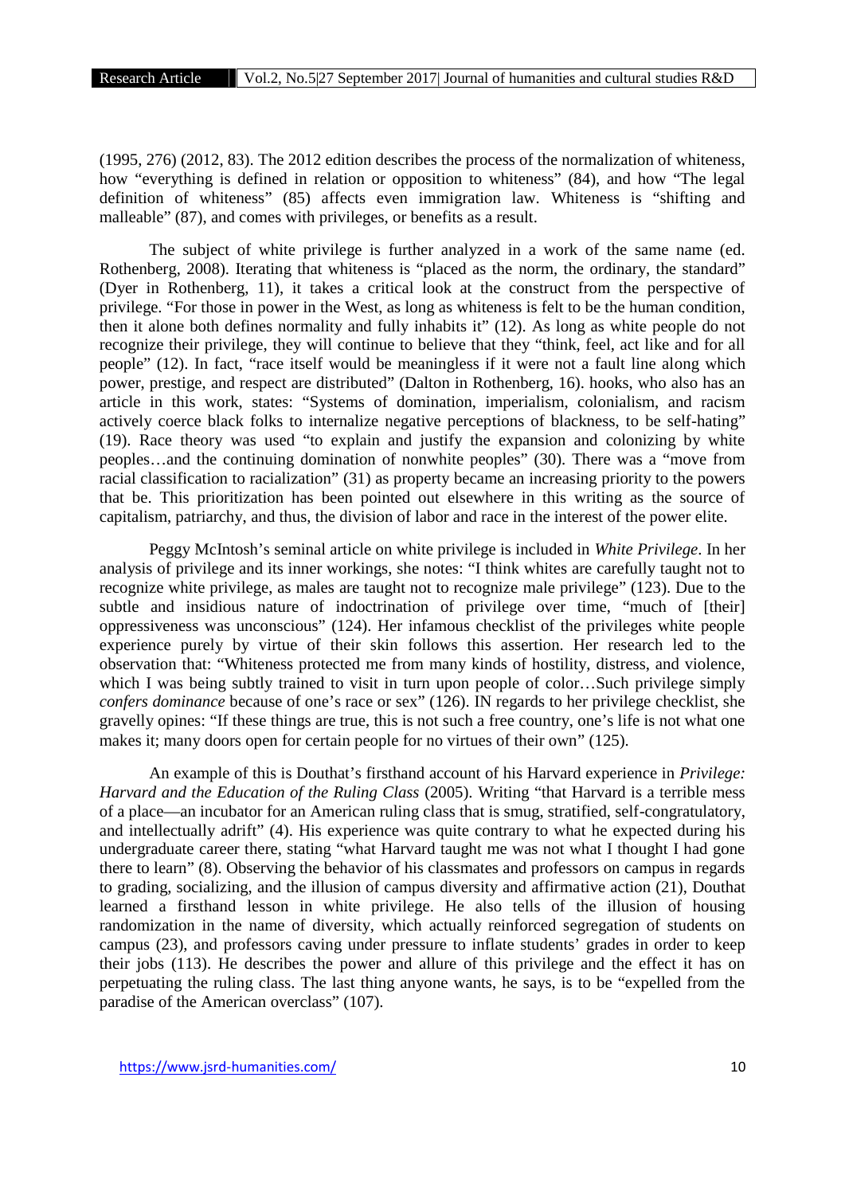(1995, 276) (2012, 83). The 2012 edition describes the process of the normalization of whiteness, how "everything is defined in relation or opposition to whiteness" (84), and how "The legal definition of whiteness" (85) affects even immigration law. Whiteness is "shifting and malleable" (87), and comes with privileges, or benefits as a result.

The subject of white privilege is further analyzed in a work of the same name (ed. Rothenberg, 2008). Iterating that whiteness is "placed as the norm, the ordinary, the standard" (Dyer in Rothenberg, 11), it takes a critical look at the construct from the perspective of privilege. "For those in power in the West, as long as whiteness is felt to be the human condition, then it alone both defines normality and fully inhabits it" (12). As long as white people do not recognize their privilege, they will continue to believe that they "think, feel, act like and for all people" (12). In fact, "race itself would be meaningless if it were not a fault line along which power, prestige, and respect are distributed" (Dalton in Rothenberg, 16). hooks, who also has an article in this work, states: "Systems of domination, imperialism, colonialism, and racism actively coerce black folks to internalize negative perceptions of blackness, to be self-hating" (19). Race theory was used "to explain and justify the expansion and colonizing by white peoples…and the continuing domination of nonwhite peoples" (30). There was a "move from racial classification to racialization" (31) as property became an increasing priority to the powers that be. This prioritization has been pointed out elsewhere in this writing as the source of capitalism, patriarchy, and thus, the division of labor and race in the interest of the power elite.

Peggy McIntosh's seminal article on white privilege is included in *White Privilege*. In her analysis of privilege and its inner workings, she notes: "I think whites are carefully taught not to recognize white privilege, as males are taught not to recognize male privilege" (123). Due to the subtle and insidious nature of indoctrination of privilege over time, "much of [their] oppressiveness was unconscious" (124). Her infamous checklist of the privileges white people experience purely by virtue of their skin follows this assertion. Her research led to the observation that: "Whiteness protected me from many kinds of hostility, distress, and violence, which I was being subtly trained to visit in turn upon people of color…Such privilege simply *confers dominance* because of one's race or sex" (126). IN regards to her privilege checklist, she gravelly opines: "If these things are true, this is not such a free country, one's life is not what one makes it; many doors open for certain people for no virtues of their own" (125).

An example of this is Douthat's firsthand account of his Harvard experience in *Privilege: Harvard and the Education of the Ruling Class* (2005). Writing "that Harvard is a terrible mess of a place—an incubator for an American ruling class that is smug, stratified, self-congratulatory, and intellectually adrift" (4). His experience was quite contrary to what he expected during his undergraduate career there, stating "what Harvard taught me was not what I thought I had gone there to learn" (8). Observing the behavior of his classmates and professors on campus in regards to grading, socializing, and the illusion of campus diversity and affirmative action (21), Douthat learned a firsthand lesson in white privilege. He also tells of the illusion of housing randomization in the name of diversity, which actually reinforced segregation of students on campus (23), and professors caving under pressure to inflate students' grades in order to keep their jobs (113). He describes the power and allure of this privilege and the effect it has on perpetuating the ruling class. The last thing anyone wants, he says, is to be "expelled from the paradise of the American overclass" (107).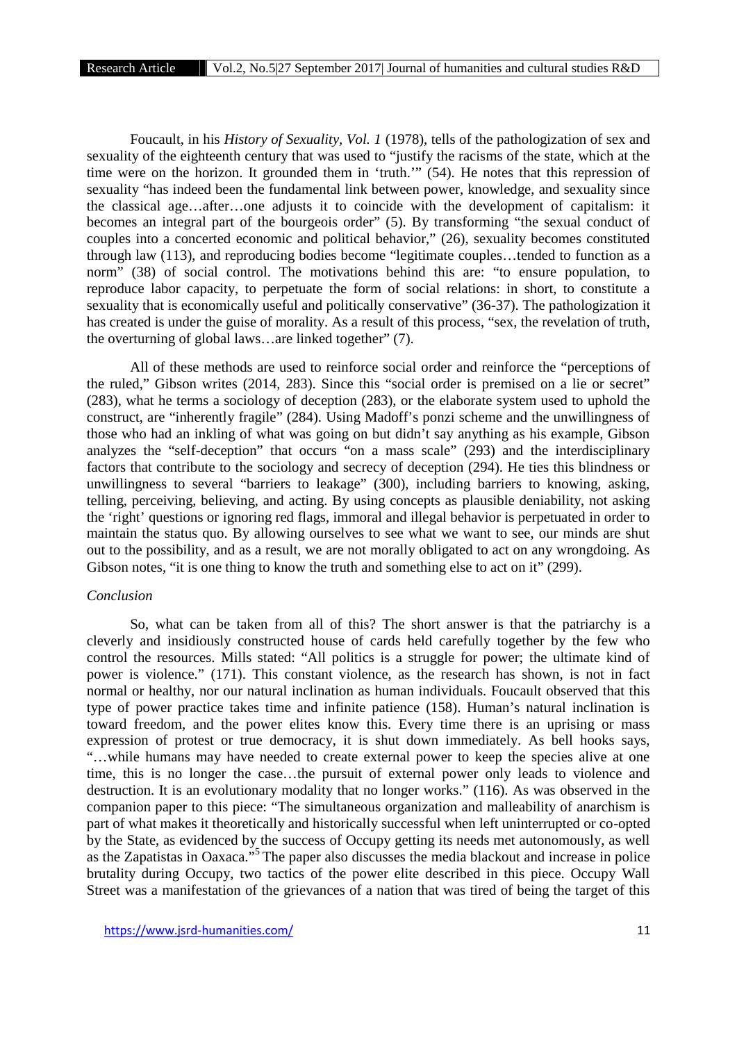Foucault, in his *History of Sexuality, Vol. 1* (1978), tells of the pathologization of sex and sexuality of the eighteenth century that was used to "justify the racisms of the state, which at the time were on the horizon. It grounded them in 'truth.'" (54). He notes that this repression of sexuality "has indeed been the fundamental link between power, knowledge, and sexuality since the classical age…after…one adjusts it to coincide with the development of capitalism: it becomes an integral part of the bourgeois order" (5). By transforming "the sexual conduct of couples into a concerted economic and political behavior," (26), sexuality becomes constituted through law (113), and reproducing bodies become "legitimate couples…tended to function as a norm" (38) of social control. The motivations behind this are: "to ensure population, to reproduce labor capacity, to perpetuate the form of social relations: in short, to constitute a sexuality that is economically useful and politically conservative" (36-37). The pathologization it has created is under the guise of morality. As a result of this process, "sex, the revelation of truth, the overturning of global laws…are linked together" (7).

All of these methods are used to reinforce social order and reinforce the "perceptions of the ruled," Gibson writes (2014, 283). Since this "social order is premised on a lie or secret" (283), what he terms a sociology of deception (283), or the elaborate system used to uphold the construct, are "inherently fragile" (284). Using Madoff's ponzi scheme and the unwillingness of those who had an inkling of what was going on but didn't say anything as his example, Gibson analyzes the "self-deception" that occurs "on a mass scale" (293) and the interdisciplinary factors that contribute to the sociology and secrecy of deception (294). He ties this blindness or unwillingness to several "barriers to leakage" (300), including barriers to knowing, asking, telling, perceiving, believing, and acting. By using concepts as plausible deniability, not asking the 'right' questions or ignoring red flags, immoral and illegal behavior is perpetuated in order to maintain the status quo. By allowing ourselves to see what we want to see, our minds are shut out to the possibility, and as a result, we are not morally obligated to act on any wrongdoing. As Gibson notes, "it is one thing to know the truth and something else to act on it" (299).

### *Conclusion*

So, what can be taken from all of this? The short answer is that the patriarchy is a cleverly and insidiously constructed house of cards held carefully together by the few who control the resources. Mills stated: "All politics is a struggle for power; the ultimate kind of power is violence." (171). This constant violence, as the research has shown, is not in fact normal or healthy, nor our natural inclination as human individuals. Foucault observed that this type of power practice takes time and infinite patience (158). Human's natural inclination is toward freedom, and the power elites know this. Every time there is an uprising or mass expression of protest or true democracy, it is shut down immediately. As bell hooks says, "…while humans may have needed to create external power to keep the species alive at one time, this is no longer the case…the pursuit of external power only leads to violence and destruction. It is an evolutionary modality that no longer works." (116). As was observed in the companion paper to this piece: "The simultaneous organization and malleability of anarchism is part of what makes it theoretically and historically successful when left uninterrupted or co-opted by the State, as evidenced by the success of Occupy getting its needs met autonomously, as well as the Zapatistas in Oaxaca."[5] The paper also discusses the media blackout and increase in police brutality during Occupy, two tactics of the power elite described in this piece. Occupy Wall Street was a manifestation of the grievances of a nation that was tired of being the target of this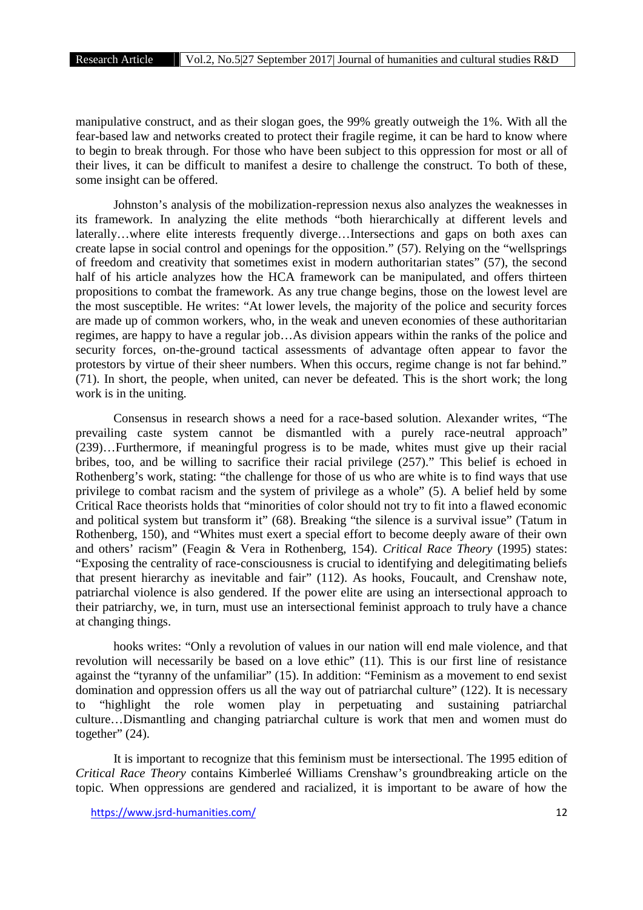manipulative construct, and as their slogan goes, the 99% greatly outweigh the 1%. With all the fear-based law and networks created to protect their fragile regime, it can be hard to know where to begin to break through. For those who have been subject to this oppression for most or all of their lives, it can be difficult to manifest a desire to challenge the construct. To both of these, some insight can be offered.

Johnston's analysis of the mobilization-repression nexus also analyzes the weaknesses in its framework. In analyzing the elite methods "both hierarchically at different levels and laterally…where elite interests frequently diverge…Intersections and gaps on both axes can create lapse in social control and openings for the opposition." (57). Relying on the "wellsprings of freedom and creativity that sometimes exist in modern authoritarian states" (57), the second half of his article analyzes how the HCA framework can be manipulated, and offers thirteen propositions to combat the framework. As any true change begins, those on the lowest level are the most susceptible. He writes: "At lower levels, the majority of the police and security forces are made up of common workers, who, in the weak and uneven economies of these authoritarian regimes, are happy to have a regular job…As division appears within the ranks of the police and security forces, on-the-ground tactical assessments of advantage often appear to favor the protestors by virtue of their sheer numbers. When this occurs, regime change is not far behind." (71). In short, the people, when united, can never be defeated. This is the short work; the long work is in the uniting.

Consensus in research shows a need for a race-based solution. Alexander writes, "The prevailing caste system cannot be dismantled with a purely race-neutral approach" (239)…Furthermore, if meaningful progress is to be made, whites must give up their racial bribes, too, and be willing to sacrifice their racial privilege (257)." This belief is echoed in Rothenberg's work, stating: "the challenge for those of us who are white is to find ways that use privilege to combat racism and the system of privilege as a whole" (5). A belief held by some Critical Race theorists holds that "minorities of color should not try to fit into a flawed economic and political system but transform it" (68). Breaking "the silence is a survival issue" (Tatum in Rothenberg, 150), and "Whites must exert a special effort to become deeply aware of their own and others' racism" (Feagin & Vera in Rothenberg, 154). *Critical Race Theory* (1995) states: "Exposing the centrality of race-consciousness is crucial to identifying and delegitimating beliefs that present hierarchy as inevitable and fair" (112). As hooks, Foucault, and Crenshaw note, patriarchal violence is also gendered. If the power elite are using an intersectional approach to their patriarchy, we, in turn, must use an intersectional feminist approach to truly have a chance at changing things.

hooks writes: "Only a revolution of values in our nation will end male violence, and that revolution will necessarily be based on a love ethic" (11). This is our first line of resistance against the "tyranny of the unfamiliar" (15). In addition: "Feminism as a movement to end sexist domination and oppression offers us all the way out of patriarchal culture" (122). It is necessary to "highlight the role women play in perpetuating and sustaining patriarchal culture…Dismantling and changing patriarchal culture is work that men and women must do together" (24).

It is important to recognize that this feminism must be intersectional. The 1995 edition of *Critical Race Theory* contains Kimberleé Williams Crenshaw's groundbreaking article on the topic. When oppressions are gendered and racialized, it is important to be aware of how the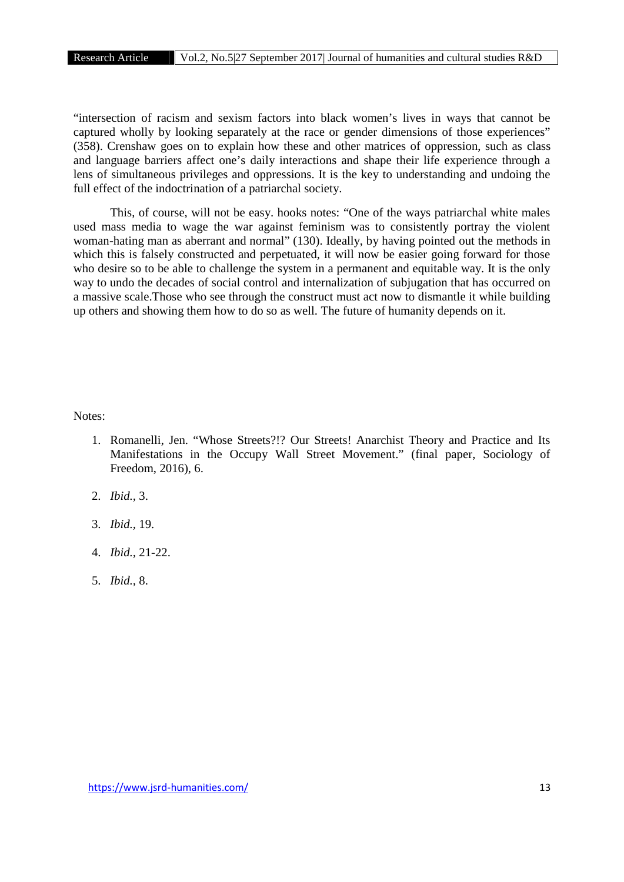"intersection of racism and sexism factors into black women's lives in ways that cannot be captured wholly by looking separately at the race or gender dimensions of those experiences" (358). Crenshaw goes on to explain how these and other matrices of oppression, such as class and language barriers affect one's daily interactions and shape their life experience through a lens of simultaneous privileges and oppressions. It is the key to understanding and undoing the full effect of the indoctrination of a patriarchal society.

This, of course, will not be easy. hooks notes: "One of the ways patriarchal white males used mass media to wage the war against feminism was to consistently portray the violent woman-hating man as aberrant and normal" (130). Ideally, by having pointed out the methods in which this is falsely constructed and perpetuated, it will now be easier going forward for those who desire so to be able to challenge the system in a permanent and equitable way. It is the only way to undo the decades of social control and internalization of subjugation that has occurred on a massive scale.Those who see through the construct must act now to dismantle it while building up others and showing them how to do so as well. The future of humanity depends on it.

Notes:

1. Romanelli, Jen. "Whose Streets?!? Our Streets! Anarchist Theory and Practice and Its Manifestations in the Occupy Wall Street Movement." (final paper, Sociology of Freedom, 2016), 6.
2. *Ibid.*, 3.
3. *Ibid.*, 19.
4. *Ibid.*, 21-22.
5. *Ibid.*, 8.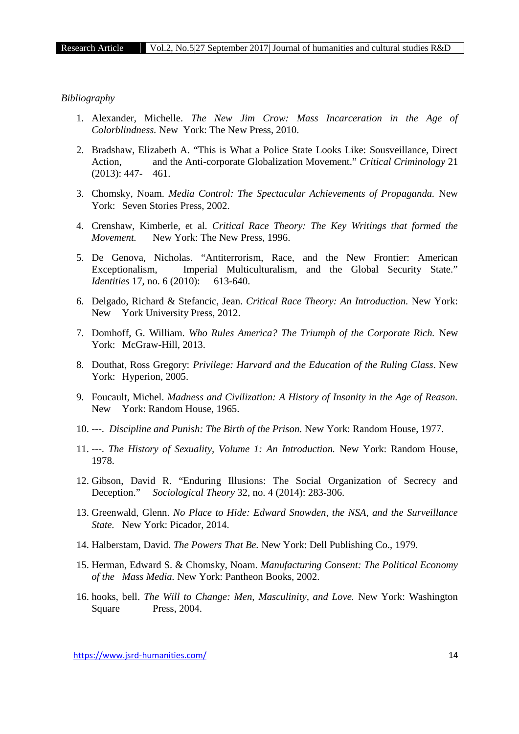*Bibliography*

1. Alexander, Michelle. *The New Jim Crow: Mass Incarceration in the Age of Colorblindness.* New York: The New Press, 2010.

2. Bradshaw, Elizabeth A. "This is What a Police State Looks Like: Sousveillance, Direct Action, and the Anti-corporate Globalization Movement." *Critical Criminology* 21 (2013): 447- 461.

3. Chomsky, Noam. *Media Control: The Spectacular Achievements of Propaganda.* New York: Seven Stories Press, 2002.

4. Crenshaw, Kimberle, et al. *Critical Race Theory: The Key Writings that formed the Movement.* New York: The New Press, 1996.

5. De Genova, Nicholas. "Antiterrorism, Race, and the New Frontier: American Exceptionalism, Imperial Multiculturalism, and the Global Security State." *Identities* 17, no. 6 (2010): 613-640.

6. Delgado, Richard & Stefancic, Jean. *Critical Race Theory: An Introduction.* New York: New York University Press, 2012.

7. Domhoff, G. William. *Who Rules America? The Triumph of the Corporate Rich.* New York: McGraw-Hill, 2013.

8. Douthat, Ross Gregory: *Privilege: Harvard and the Education of the Ruling Class*. New York: Hyperion, 2005.

9. Foucault, Michel. *Madness and Civilization: A History of Insanity in the Age of Reason.* New York: Random House, 1965.

10. ---. *Discipline and Punish: The Birth of the Prison.* New York: Random House, 1977.

11. ---. *The History of Sexuality, Volume 1: An Introduction.* New York: Random House, 1978.

12. Gibson, David R. "Enduring Illusions: The Social Organization of Secrecy and Deception." *Sociological Theory* 32, no. 4 (2014): 283-306.

13. Greenwald, Glenn. *No Place to Hide: Edward Snowden, the NSA, and the Surveillance State.* New York: Picador, 2014.

14. Halberstam, David. *The Powers That Be.* New York: Dell Publishing Co., 1979.

15. Herman, Edward S. & Chomsky, Noam. *Manufacturing Consent: The Political Economy of the Mass Media.* New York: Pantheon Books, 2002.

16. hooks, bell. *The Will to Change: Men, Masculinity, and Love.* New York: Washington Square Press, 2004.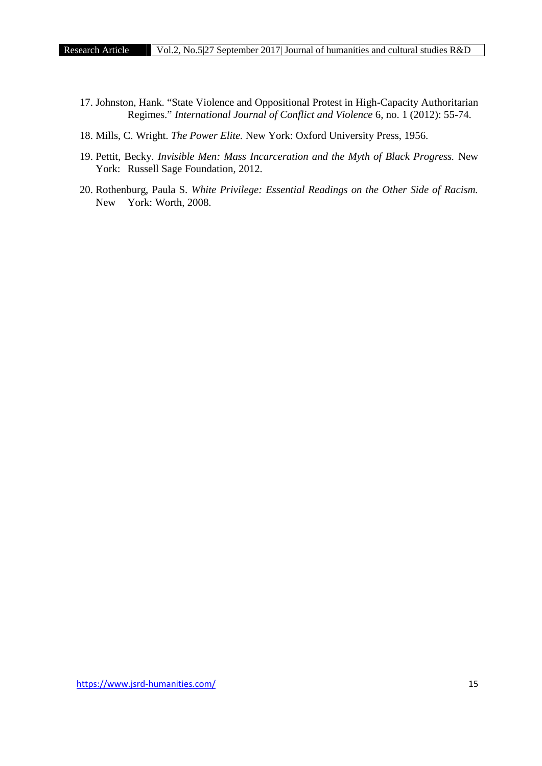17. Johnston, Hank. "State Violence and Oppositional Protest in High-Capacity Authoritarian Regimes." *International Journal of Conflict and Violence* 6, no. 1 (2012): 55-74.
18. Mills, C. Wright. *The Power Elite.* New York: Oxford University Press, 1956.
19. Pettit, Becky. *Invisible Men: Mass Incarceration and the Myth of Black Progress.* New York: Russell Sage Foundation, 2012.
20. Rothenburg, Paula S. *White Privilege: Essential Readings on the Other Side of Racism.* New York: Worth, 2008.